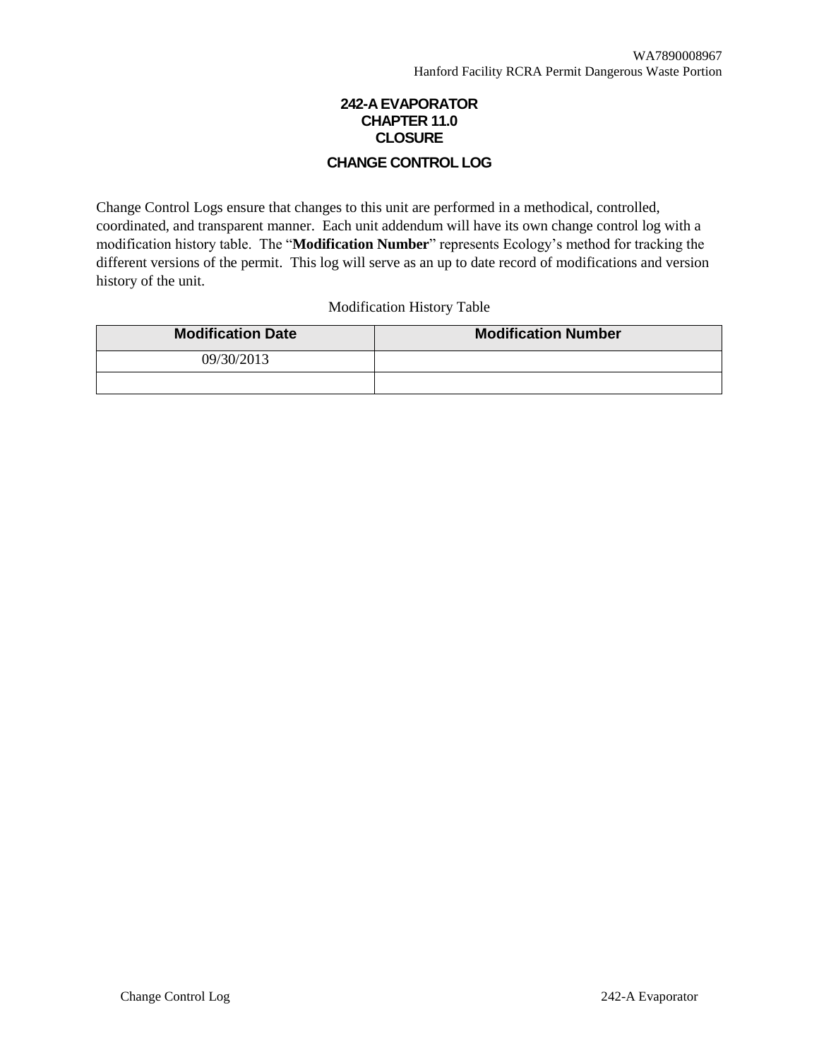# 242-A EVAPORATOR
# CHAPTER 11.0
# CLOSURE

## CHANGE CONTROL LOG

Change Control Logs ensure that changes to this unit are performed in a methodical, controlled, coordinated, and transparent manner. Each unit addendum will have its own change control log with a modification history table. The "**Modification Number**" represents Ecology's method for tracking the different versions of the permit. This log will serve as an up to date record of modifications and version history of the unit.

Modification History Table

| Modification Date | Modification Number |
|---|---|
| 09/30/2013 | |
| | |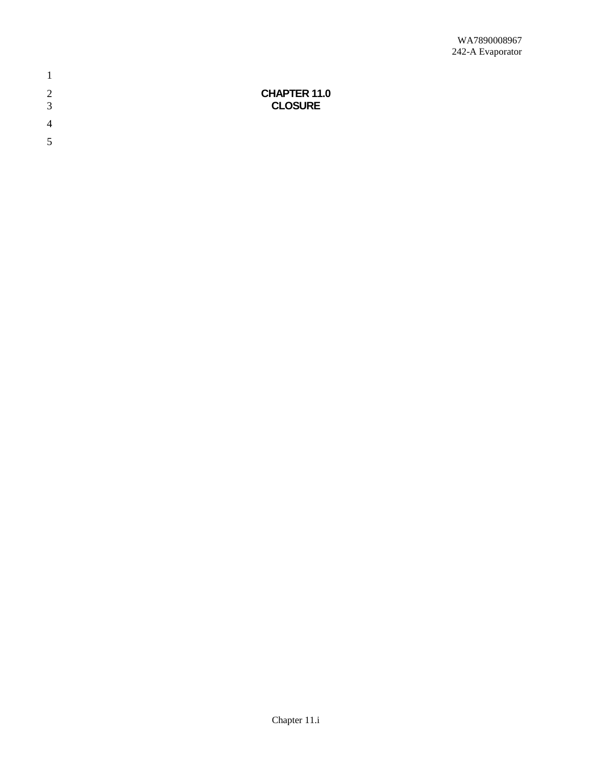# CHAPTER 11.0
# CLOSURE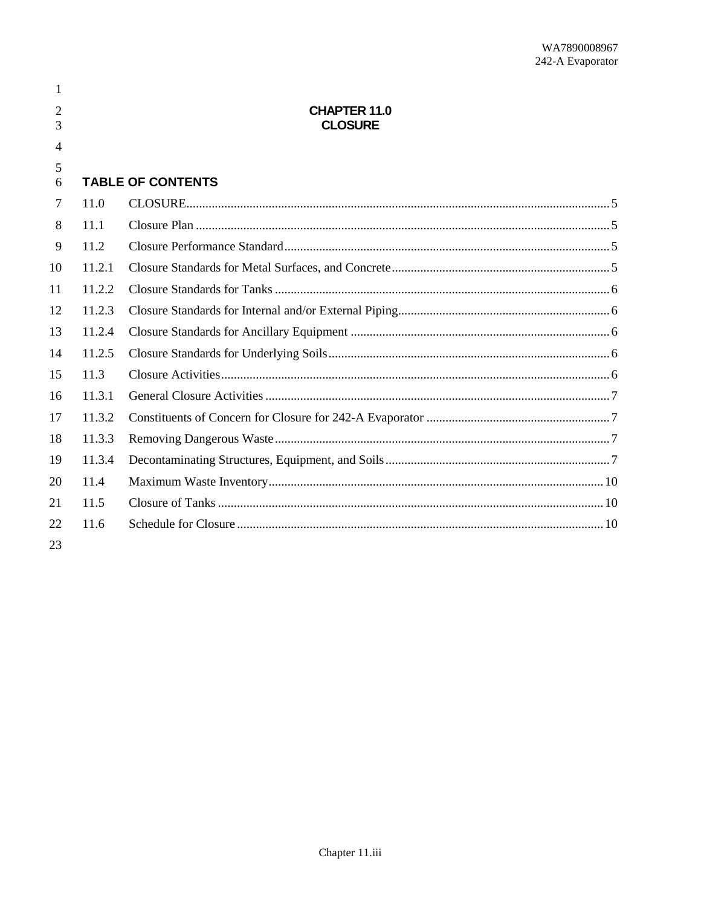# CHAPTER 11.0
# CLOSURE

## TABLE OF CONTENTS

| | | |
|---|---|---|
| 11.0 | CLOSURE | 5 |
| 11.1 | Closure Plan | 5 |
| 11.2 | Closure Performance Standard | 5 |
| 11.2.1 | Closure Standards for Metal Surfaces, and Concrete | 5 |
| 11.2.2 | Closure Standards for Tanks | 6 |
| 11.2.3 | Closure Standards for Internal and/or External Piping | 6 |
| 11.2.4 | Closure Standards for Ancillary Equipment | 6 |
| 11.2.5 | Closure Standards for Underlying Soils | 6 |
| 11.3 | Closure Activities | 6 |
| 11.3.1 | General Closure Activities | 7 |
| 11.3.2 | Constituents of Concern for Closure for 242-A Evaporator | 7 |
| 11.3.3 | Removing Dangerous Waste | 7 |
| 11.3.4 | Decontaminating Structures, Equipment, and Soils | 7 |
| 11.4 | Maximum Waste Inventory | 10 |
| 11.5 | Closure of Tanks | 10 |
| 11.6 | Schedule for Closure | 10 |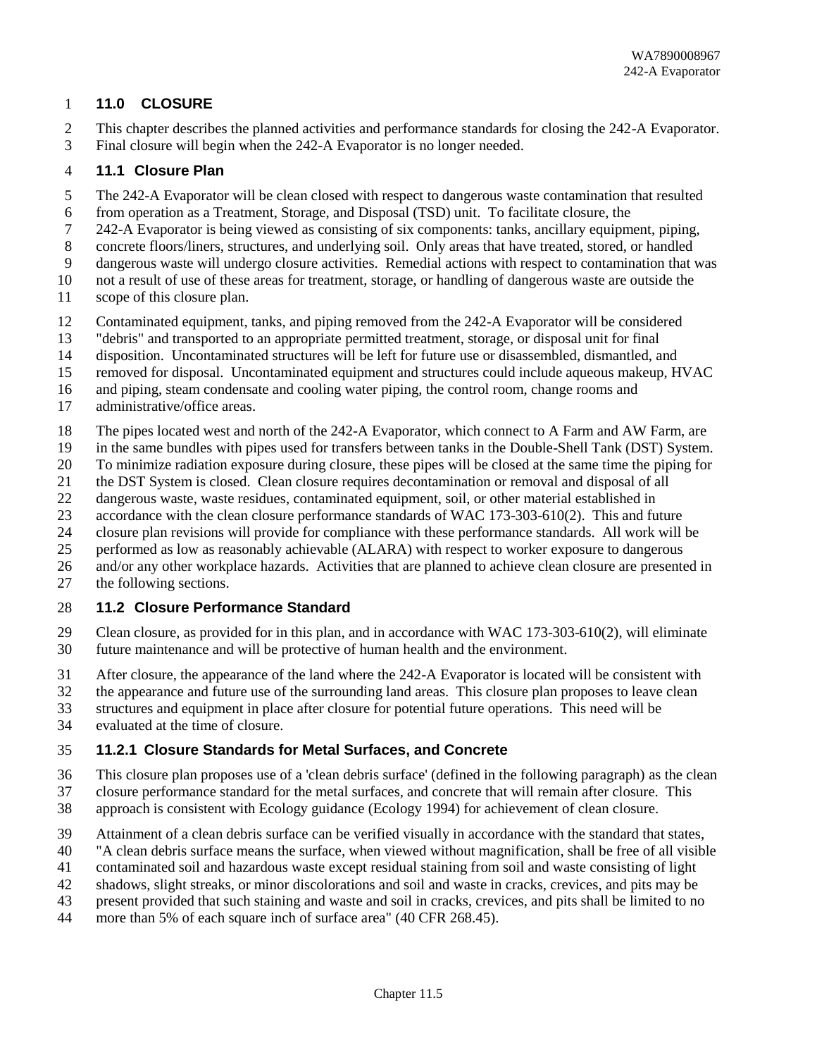# 11.0 CLOSURE

This chapter describes the planned activities and performance standards for closing the 242-A Evaporator. Final closure will begin when the 242-A Evaporator is no longer needed.

## 11.1 Closure Plan

The 242-A Evaporator will be clean closed with respect to dangerous waste contamination that resulted from operation as a Treatment, Storage, and Disposal (TSD) unit. To facilitate closure, the 242-A Evaporator is being viewed as consisting of six components: tanks, ancillary equipment, piping, concrete floors/liners, structures, and underlying soil. Only areas that have treated, stored, or handled dangerous waste will undergo closure activities. Remedial actions with respect to contamination that was not a result of use of these areas for treatment, storage, or handling of dangerous waste are outside the scope of this closure plan.

Contaminated equipment, tanks, and piping removed from the 242-A Evaporator will be considered "debris" and transported to an appropriate permitted treatment, storage, or disposal unit for final disposition. Uncontaminated structures will be left for future use or disassembled, dismantled, and removed for disposal. Uncontaminated equipment and structures could include aqueous makeup, HVAC and piping, steam condensate and cooling water piping, the control room, change rooms and administrative/office areas.

The pipes located west and north of the 242-A Evaporator, which connect to A Farm and AW Farm, are in the same bundles with pipes used for transfers between tanks in the Double-Shell Tank (DST) System. To minimize radiation exposure during closure, these pipes will be closed at the same time the piping for the DST System is closed. Clean closure requires decontamination or removal and disposal of all dangerous waste, waste residues, contaminated equipment, soil, or other material established in accordance with the clean closure performance standards of WAC 173-303-610(2). This and future closure plan revisions will provide for compliance with these performance standards. All work will be performed as low as reasonably achievable (ALARA) with respect to worker exposure to dangerous and/or any other workplace hazards. Activities that are planned to achieve clean closure are presented in the following sections.

## 11.2 Closure Performance Standard

Clean closure, as provided for in this plan, and in accordance with WAC 173-303-610(2), will eliminate future maintenance and will be protective of human health and the environment.

After closure, the appearance of the land where the 242-A Evaporator is located will be consistent with the appearance and future use of the surrounding land areas. This closure plan proposes to leave clean structures and equipment in place after closure for potential future operations. This need will be evaluated at the time of closure.

### 11.2.1 Closure Standards for Metal Surfaces, and Concrete

This closure plan proposes use of a 'clean debris surface' (defined in the following paragraph) as the clean closure performance standard for the metal surfaces, and concrete that will remain after closure. This approach is consistent with Ecology guidance (Ecology 1994) for achievement of clean closure.

Attainment of a clean debris surface can be verified visually in accordance with the standard that states, "A clean debris surface means the surface, when viewed without magnification, shall be free of all visible contaminated soil and hazardous waste except residual staining from soil and waste consisting of light shadows, slight streaks, or minor discolorations and soil and waste in cracks, crevices, and pits may be present provided that such staining and waste and soil in cracks, crevices, and pits shall be limited to no more than 5% of each square inch of surface area" (40 CFR 268.45).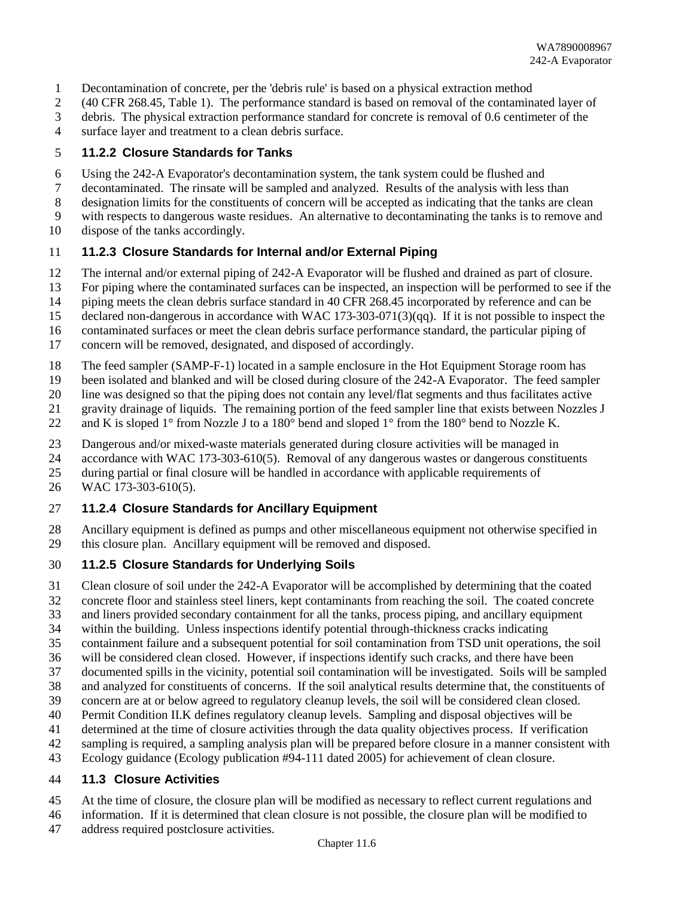Decontamination of concrete, per the 'debris rule' is based on a physical extraction method (40 CFR 268.45, Table 1). The performance standard is based on removal of the contaminated layer of debris. The physical extraction performance standard for concrete is removal of 0.6 centimeter of the surface layer and treatment to a clean debris surface.

### 11.2.2 Closure Standards for Tanks

Using the 242-A Evaporator's decontamination system, the tank system could be flushed and decontaminated. The rinsate will be sampled and analyzed. Results of the analysis with less than designation limits for the constituents of concern will be accepted as indicating that the tanks are clean with respects to dangerous waste residues. An alternative to decontaminating the tanks is to remove and dispose of the tanks accordingly.

### 11.2.3 Closure Standards for Internal and/or External Piping

The internal and/or external piping of 242-A Evaporator will be flushed and drained as part of closure. For piping where the contaminated surfaces can be inspected, an inspection will be performed to see if the piping meets the clean debris surface standard in 40 CFR 268.45 incorporated by reference and can be declared non-dangerous in accordance with WAC 173-303-071(3)(qq). If it is not possible to inspect the contaminated surfaces or meet the clean debris surface performance standard, the particular piping of concern will be removed, designated, and disposed of accordingly.

The feed sampler (SAMP-F-1) located in a sample enclosure in the Hot Equipment Storage room has been isolated and blanked and will be closed during closure of the 242-A Evaporator. The feed sampler line was designed so that the piping does not contain any level/flat segments and thus facilitates active gravity drainage of liquids. The remaining portion of the feed sampler line that exists between Nozzles J and K is sloped 1° from Nozzle J to a 180° bend and sloped 1° from the 180° bend to Nozzle K.

Dangerous and/or mixed-waste materials generated during closure activities will be managed in accordance with WAC 173-303-610(5). Removal of any dangerous wastes or dangerous constituents during partial or final closure will be handled in accordance with applicable requirements of WAC 173-303-610(5).

### 11.2.4 Closure Standards for Ancillary Equipment

Ancillary equipment is defined as pumps and other miscellaneous equipment not otherwise specified in this closure plan. Ancillary equipment will be removed and disposed.

### 11.2.5 Closure Standards for Underlying Soils

Clean closure of soil under the 242-A Evaporator will be accomplished by determining that the coated concrete floor and stainless steel liners, kept contaminants from reaching the soil. The coated concrete and liners provided secondary containment for all the tanks, process piping, and ancillary equipment within the building. Unless inspections identify potential through-thickness cracks indicating containment failure and a subsequent potential for soil contamination from TSD unit operations, the soil will be considered clean closed. However, if inspections identify such cracks, and there have been documented spills in the vicinity, potential soil contamination will be investigated. Soils will be sampled and analyzed for constituents of concerns. If the soil analytical results determine that, the constituents of concern are at or below agreed to regulatory cleanup levels, the soil will be considered clean closed. Permit Condition II.K defines regulatory cleanup levels. Sampling and disposal objectives will be determined at the time of closure activities through the data quality objectives process. If verification sampling is required, a sampling analysis plan will be prepared before closure in a manner consistent with Ecology guidance (Ecology publication #94-111 dated 2005) for achievement of clean closure.

## 11.3 Closure Activities

At the time of closure, the closure plan will be modified as necessary to reflect current regulations and information. If it is determined that clean closure is not possible, the closure plan will be modified to address required postclosure activities.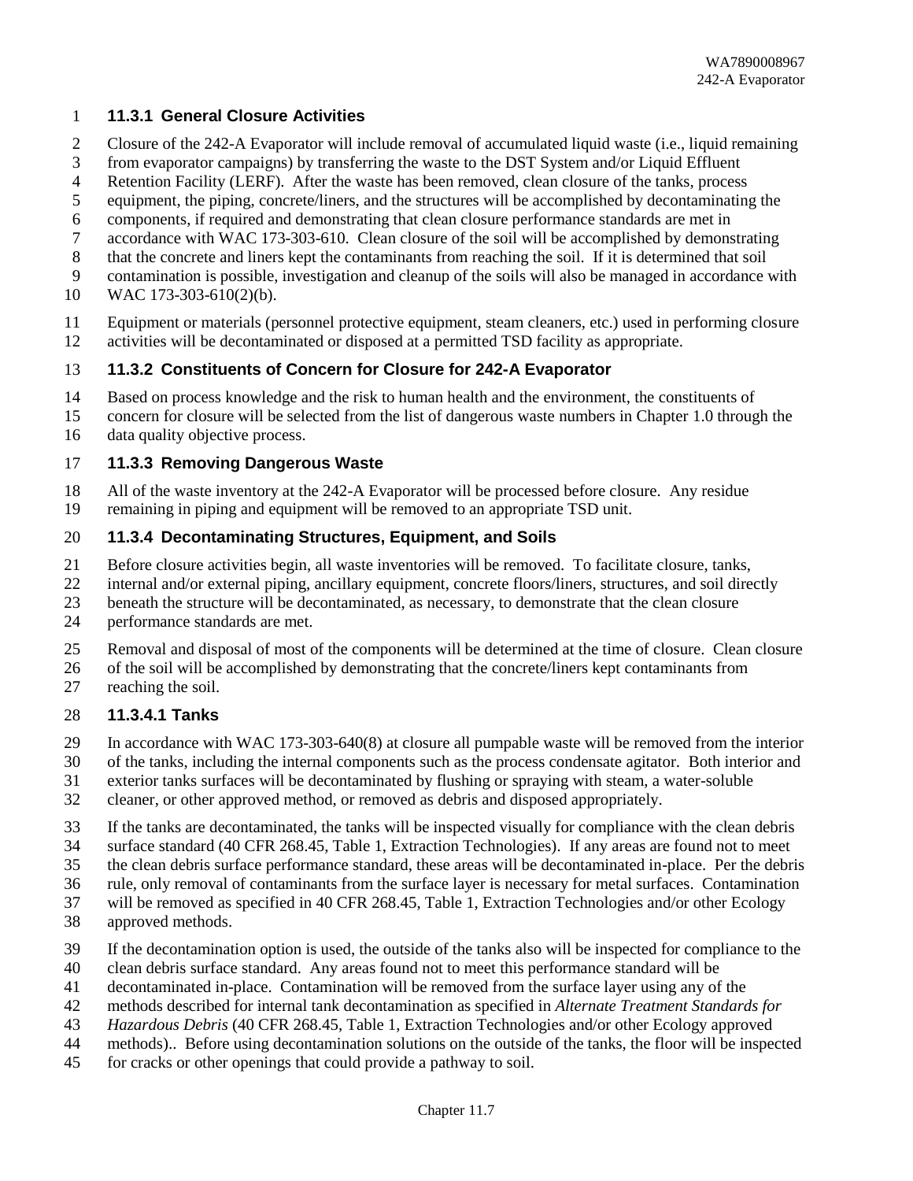### 11.3.1 General Closure Activities

Closure of the 242-A Evaporator will include removal of accumulated liquid waste (i.e., liquid remaining from evaporator campaigns) by transferring the waste to the DST System and/or Liquid Effluent Retention Facility (LERF). After the waste has been removed, clean closure of the tanks, process equipment, the piping, concrete/liners, and the structures will be accomplished by decontaminating the components, if required and demonstrating that clean closure performance standards are met in accordance with WAC 173-303-610. Clean closure of the soil will be accomplished by demonstrating that the concrete and liners kept the contaminants from reaching the soil. If it is determined that soil contamination is possible, investigation and cleanup of the soils will also be managed in accordance with WAC 173-303-610(2)(b).

Equipment or materials (personnel protective equipment, steam cleaners, etc.) used in performing closure activities will be decontaminated or disposed at a permitted TSD facility as appropriate.

### 11.3.2 Constituents of Concern for Closure for 242-A Evaporator

Based on process knowledge and the risk to human health and the environment, the constituents of concern for closure will be selected from the list of dangerous waste numbers in Chapter 1.0 through the data quality objective process.

### 11.3.3 Removing Dangerous Waste

All of the waste inventory at the 242-A Evaporator will be processed before closure. Any residue remaining in piping and equipment will be removed to an appropriate TSD unit.

### 11.3.4 Decontaminating Structures, Equipment, and Soils

Before closure activities begin, all waste inventories will be removed. To facilitate closure, tanks, internal and/or external piping, ancillary equipment, concrete floors/liners, structures, and soil directly beneath the structure will be decontaminated, as necessary, to demonstrate that the clean closure performance standards are met.

Removal and disposal of most of the components will be determined at the time of closure. Clean closure of the soil will be accomplished by demonstrating that the concrete/liners kept contaminants from reaching the soil.

#### 11.3.4.1 Tanks

In accordance with WAC 173-303-640(8) at closure all pumpable waste will be removed from the interior of the tanks, including the internal components such as the process condensate agitator. Both interior and exterior tanks surfaces will be decontaminated by flushing or spraying with steam, a water-soluble cleaner, or other approved method, or removed as debris and disposed appropriately.

If the tanks are decontaminated, the tanks will be inspected visually for compliance with the clean debris surface standard (40 CFR 268.45, Table 1, Extraction Technologies). If any areas are found not to meet the clean debris surface performance standard, these areas will be decontaminated in-place. Per the debris rule, only removal of contaminants from the surface layer is necessary for metal surfaces. Contamination will be removed as specified in 40 CFR 268.45, Table 1, Extraction Technologies and/or other Ecology approved methods.

If the decontamination option is used, the outside of the tanks also will be inspected for compliance to the clean debris surface standard. Any areas found not to meet this performance standard will be decontaminated in-place. Contamination will be removed from the surface layer using any of the methods described for internal tank decontamination as specified in *Alternate Treatment Standards for Hazardous Debris* (40 CFR 268.45, Table 1, Extraction Technologies and/or other Ecology approved methods).. Before using decontamination solutions on the outside of the tanks, the floor will be inspected for cracks or other openings that could provide a pathway to soil.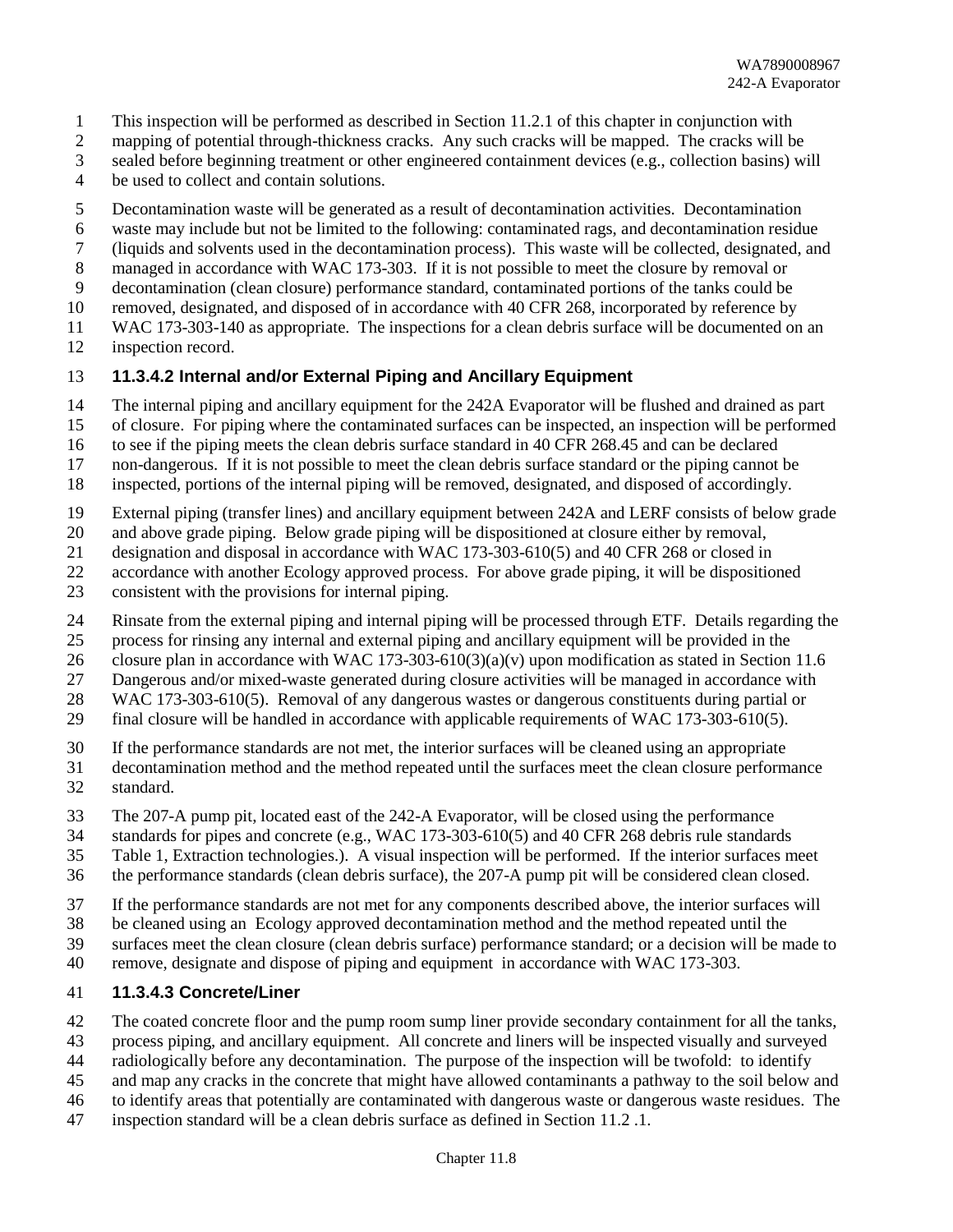This inspection will be performed as described in Section 11.2.1 of this chapter in conjunction with mapping of potential through-thickness cracks. Any such cracks will be mapped. The cracks will be sealed before beginning treatment or other engineered containment devices (e.g., collection basins) will be used to collect and contain solutions.

Decontamination waste will be generated as a result of decontamination activities. Decontamination waste may include but not be limited to the following: contaminated rags, and decontamination residue (liquids and solvents used in the decontamination process). This waste will be collected, designated, and managed in accordance with WAC 173-303. If it is not possible to meet the closure by removal or decontamination (clean closure) performance standard, contaminated portions of the tanks could be removed, designated, and disposed of in accordance with 40 CFR 268, incorporated by reference by WAC 173-303-140 as appropriate. The inspections for a clean debris surface will be documented on an inspection record.

### 11.3.4.2 Internal and/or External Piping and Ancillary Equipment

The internal piping and ancillary equipment for the 242A Evaporator will be flushed and drained as part of closure. For piping where the contaminated surfaces can be inspected, an inspection will be performed to see if the piping meets the clean debris surface standard in 40 CFR 268.45 and can be declared non-dangerous. If it is not possible to meet the clean debris surface standard or the piping cannot be inspected, portions of the internal piping will be removed, designated, and disposed of accordingly.

External piping (transfer lines) and ancillary equipment between 242A and LERF consists of below grade and above grade piping. Below grade piping will be dispositioned at closure either by removal, designation and disposal in accordance with WAC 173-303-610(5) and 40 CFR 268 or closed in accordance with another Ecology approved process. For above grade piping, it will be dispositioned consistent with the provisions for internal piping.

Rinsate from the external piping and internal piping will be processed through ETF. Details regarding the process for rinsing any internal and external piping and ancillary equipment will be provided in the closure plan in accordance with WAC 173-303-610(3)(a)(v) upon modification as stated in Section 11.6 Dangerous and/or mixed-waste generated during closure activities will be managed in accordance with WAC 173-303-610(5). Removal of any dangerous wastes or dangerous constituents during partial or final closure will be handled in accordance with applicable requirements of WAC 173-303-610(5).

If the performance standards are not met, the interior surfaces will be cleaned using an appropriate decontamination method and the method repeated until the surfaces meet the clean closure performance standard.

The 207-A pump pit, located east of the 242-A Evaporator, will be closed using the performance standards for pipes and concrete (e.g., WAC 173-303-610(5) and 40 CFR 268 debris rule standards Table 1, Extraction technologies.). A visual inspection will be performed. If the interior surfaces meet the performance standards (clean debris surface), the 207-A pump pit will be considered clean closed.

If the performance standards are not met for any components described above, the interior surfaces will be cleaned using an Ecology approved decontamination method and the method repeated until the surfaces meet the clean closure (clean debris surface) performance standard; or a decision will be made to remove, designate and dispose of piping and equipment in accordance with WAC 173-303.

### 11.3.4.3 Concrete/Liner

The coated concrete floor and the pump room sump liner provide secondary containment for all the tanks, process piping, and ancillary equipment. All concrete and liners will be inspected visually and surveyed radiologically before any decontamination. The purpose of the inspection will be twofold: to identify and map any cracks in the concrete that might have allowed contaminants a pathway to the soil below and to identify areas that potentially are contaminated with dangerous waste or dangerous waste residues. The inspection standard will be a clean debris surface as defined in Section 11.2 .1.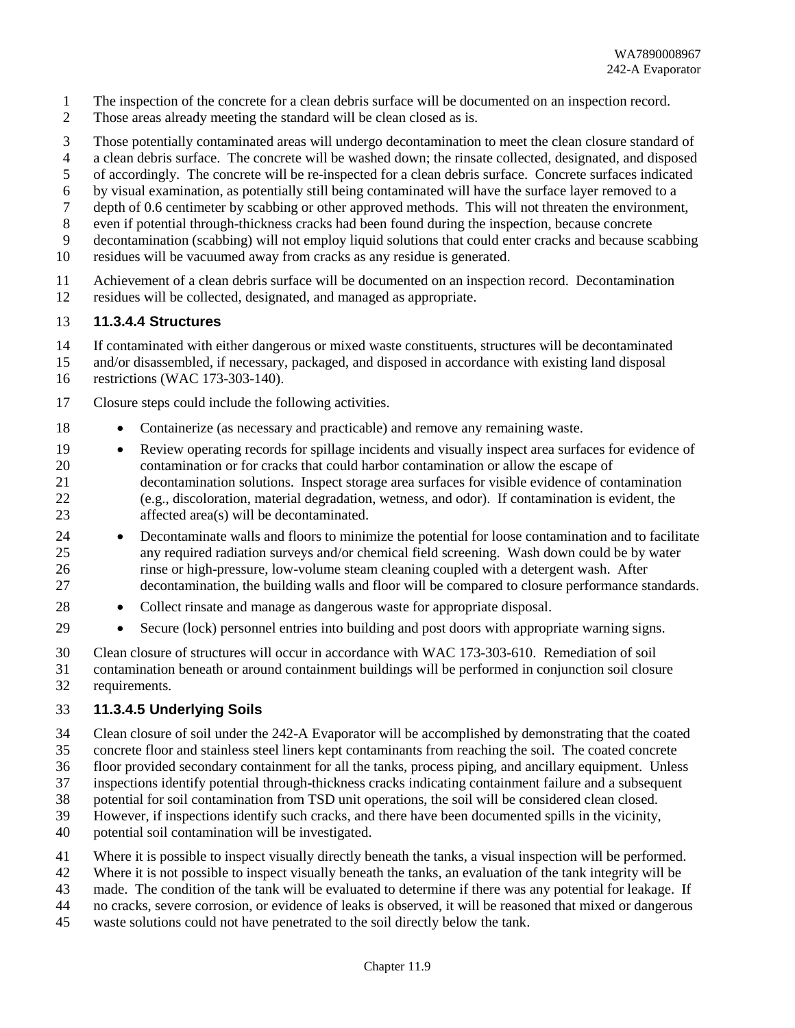The inspection of the concrete for a clean debris surface will be documented on an inspection record. Those areas already meeting the standard will be clean closed as is.

Those potentially contaminated areas will undergo decontamination to meet the clean closure standard of a clean debris surface. The concrete will be washed down; the rinsate collected, designated, and disposed of accordingly. The concrete will be re-inspected for a clean debris surface. Concrete surfaces indicated by visual examination, as potentially still being contaminated will have the surface layer removed to a depth of 0.6 centimeter by scabbing or other approved methods. This will not threaten the environment, even if potential through-thickness cracks had been found during the inspection, because concrete decontamination (scabbing) will not employ liquid solutions that could enter cracks and because scabbing residues will be vacuumed away from cracks as any residue is generated.

Achievement of a clean debris surface will be documented on an inspection record. Decontamination residues will be collected, designated, and managed as appropriate.

### 11.3.4.4 Structures

If contaminated with either dangerous or mixed waste constituents, structures will be decontaminated and/or disassembled, if necessary, packaged, and disposed in accordance with existing land disposal restrictions (WAC 173-303-140).

Closure steps could include the following activities.

- Containerize (as necessary and practicable) and remove any remaining waste.
- Review operating records for spillage incidents and visually inspect area surfaces for evidence of contamination or for cracks that could harbor contamination or allow the escape of decontamination solutions. Inspect storage area surfaces for visible evidence of contamination (e.g., discoloration, material degradation, wetness, and odor). If contamination is evident, the affected area(s) will be decontaminated.
- Decontaminate walls and floors to minimize the potential for loose contamination and to facilitate any required radiation surveys and/or chemical field screening. Wash down could be by water rinse or high-pressure, low-volume steam cleaning coupled with a detergent wash. After decontamination, the building walls and floor will be compared to closure performance standards.
- Collect rinsate and manage as dangerous waste for appropriate disposal.
- Secure (lock) personnel entries into building and post doors with appropriate warning signs.

Clean closure of structures will occur in accordance with WAC 173-303-610. Remediation of soil contamination beneath or around containment buildings will be performed in conjunction soil closure requirements.

### 11.3.4.5 Underlying Soils

Clean closure of soil under the 242-A Evaporator will be accomplished by demonstrating that the coated concrete floor and stainless steel liners kept contaminants from reaching the soil. The coated concrete floor provided secondary containment for all the tanks, process piping, and ancillary equipment. Unless inspections identify potential through-thickness cracks indicating containment failure and a subsequent potential for soil contamination from TSD unit operations, the soil will be considered clean closed. However, if inspections identify such cracks, and there have been documented spills in the vicinity, potential soil contamination will be investigated.

Where it is possible to inspect visually directly beneath the tanks, a visual inspection will be performed. Where it is not possible to inspect visually beneath the tanks, an evaluation of the tank integrity will be made. The condition of the tank will be evaluated to determine if there was any potential for leakage. If no cracks, severe corrosion, or evidence of leaks is observed, it will be reasoned that mixed or dangerous waste solutions could not have penetrated to the soil directly below the tank.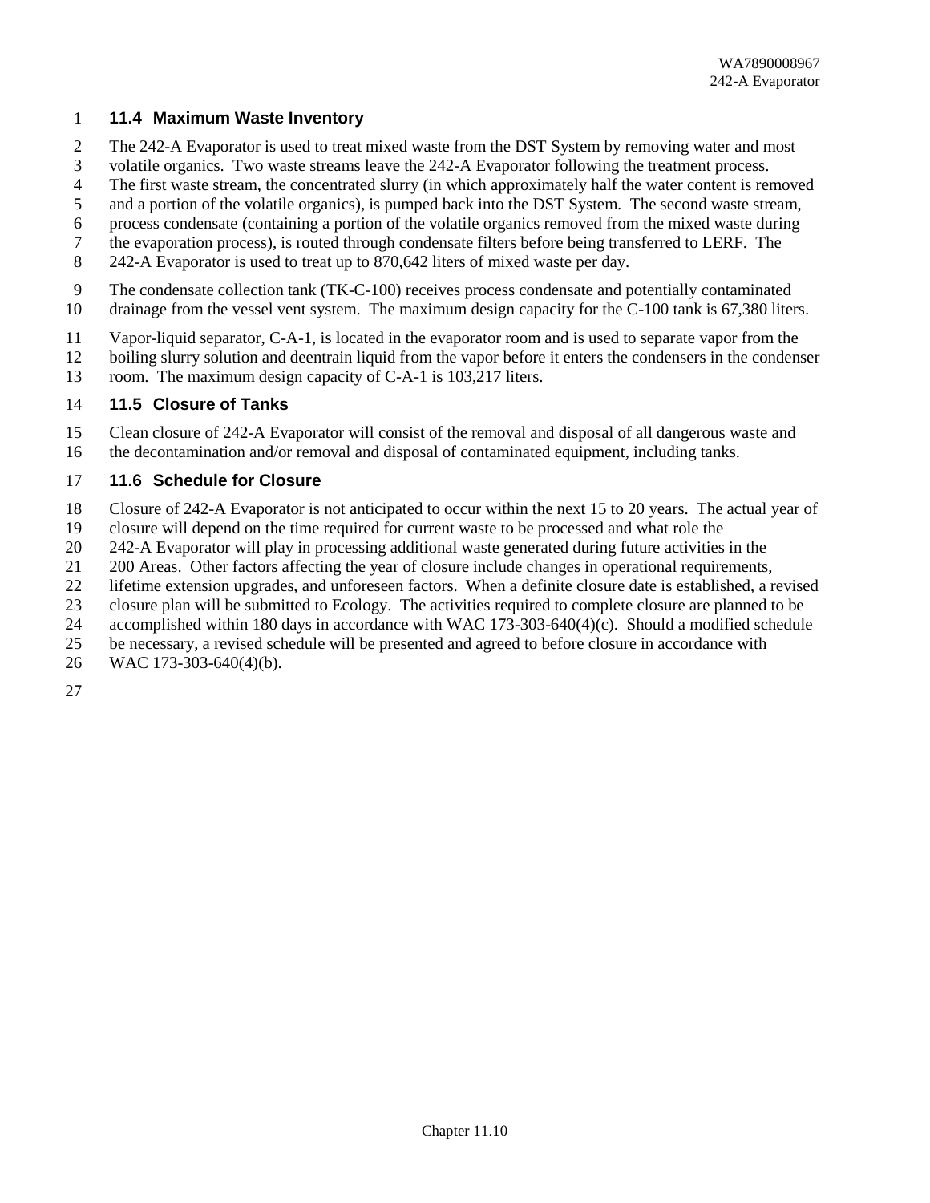### 11.4 Maximum Waste Inventory

The 242-A Evaporator is used to treat mixed waste from the DST System by removing water and most volatile organics. Two waste streams leave the 242-A Evaporator following the treatment process. The first waste stream, the concentrated slurry (in which approximately half the water content is removed and a portion of the volatile organics), is pumped back into the DST System. The second waste stream, process condensate (containing a portion of the volatile organics removed from the mixed waste during the evaporation process), is routed through condensate filters before being transferred to LERF. The 242-A Evaporator is used to treat up to 870,642 liters of mixed waste per day.

The condensate collection tank (TK-C-100) receives process condensate and potentially contaminated drainage from the vessel vent system. The maximum design capacity for the C-100 tank is 67,380 liters.

Vapor-liquid separator, C-A-1, is located in the evaporator room and is used to separate vapor from the boiling slurry solution and deentrain liquid from the vapor before it enters the condensers in the condenser room. The maximum design capacity of C-A-1 is 103,217 liters.

### 11.5 Closure of Tanks

Clean closure of 242-A Evaporator will consist of the removal and disposal of all dangerous waste and the decontamination and/or removal and disposal of contaminated equipment, including tanks.

### 11.6 Schedule for Closure

Closure of 242-A Evaporator is not anticipated to occur within the next 15 to 20 years. The actual year of closure will depend on the time required for current waste to be processed and what role the 242-A Evaporator will play in processing additional waste generated during future activities in the 200 Areas. Other factors affecting the year of closure include changes in operational requirements, lifetime extension upgrades, and unforeseen factors. When a definite closure date is established, a revised closure plan will be submitted to Ecology. The activities required to complete closure are planned to be accomplished within 180 days in accordance with WAC 173-303-640(4)(c). Should a modified schedule be necessary, a revised schedule will be presented and agreed to before closure in accordance with WAC 173-303-640(4)(b).